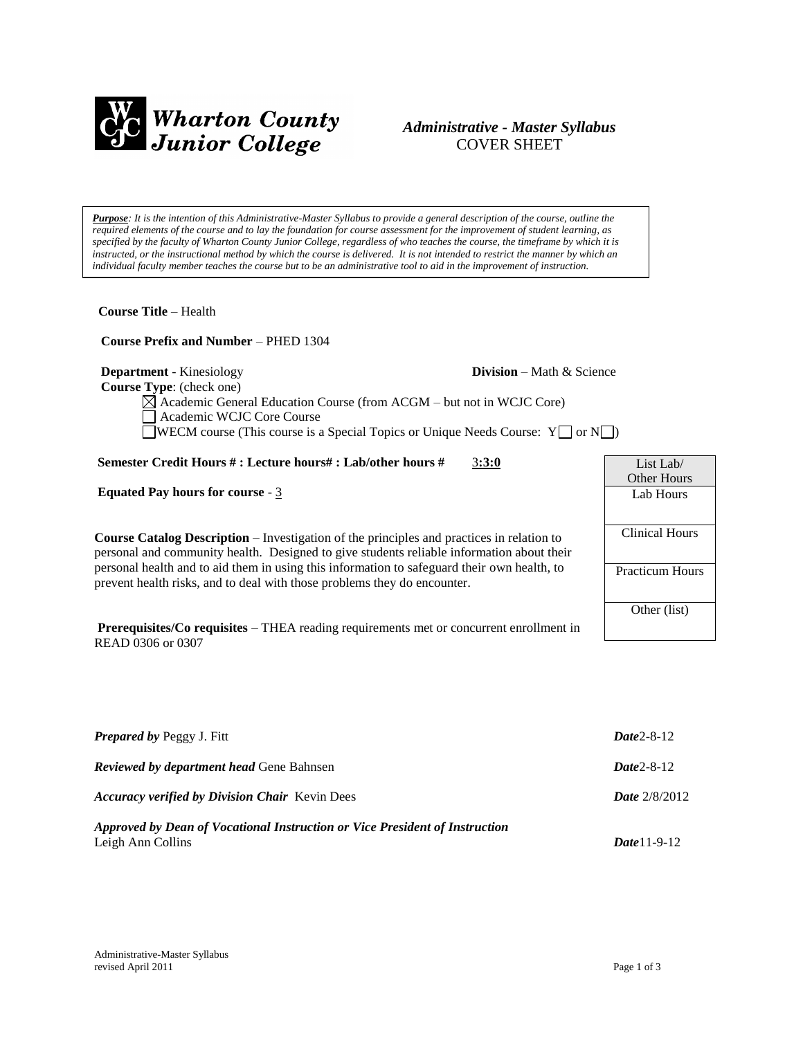Wharton County Junior College

# *Administrative - Master Syllabus*
COVER SHEET

***Purpose**: It is the intention of this Administrative-Master Syllabus to provide a general description of the course, outline the required elements of the course and to lay the foundation for course assessment for the improvement of student learning, as specified by the faculty of Wharton County Junior College, regardless of who teaches the course, the timeframe by which it is instructed, or the instructional method by which the course is delivered. It is not intended to restrict the manner by which an individual faculty member teaches the course but to be an administrative tool to aid in the improvement of instruction.*

**Course Title** – Health

**Course Prefix and Number** – PHED 1304

**Department** - Kinesiology **Division** – Math & Science

**Course Type**: (check one)

- ☒ Academic General Education Course (from ACGM – but not in WCJC Core)
- ☐ Academic WCJC Core Course
- ☐ WECM course (This course is a Special Topics or Unique Needs Course: Y☐ or N☐)

**Semester Credit Hours # : Lecture hours# : Lab/other hours #** 3**:3:0**

**Equated Pay hours for course** - 3

**Course Catalog Description** – Investigation of the principles and practices in relation to personal and community health. Designed to give students reliable information about their personal health and to aid them in using this information to safeguard their own health, to prevent health risks, and to deal with those problems they do encounter.

**Prerequisites/Co requisites** – THEA reading requirements met or concurrent enrollment in READ 0306 or 0307

| List Lab/ Other Hours |
|---|
| Lab Hours |
| Clinical Hours |
| Practicum Hours |
| Other (list) |

***Prepared by*** Peggy J. Fitt ***Date***2-8-12

***Reviewed by department head*** Gene Bahnsen ***Date***2-8-12

***Accuracy verified by Division Chair*** Kevin Dees ***Date*** 2/8/2012

***Approved by Dean of Vocational Instruction or Vice President of Instruction***
Leigh Ann Collins ***Date***11-9-12

Administrative-Master Syllabus
revised April 2011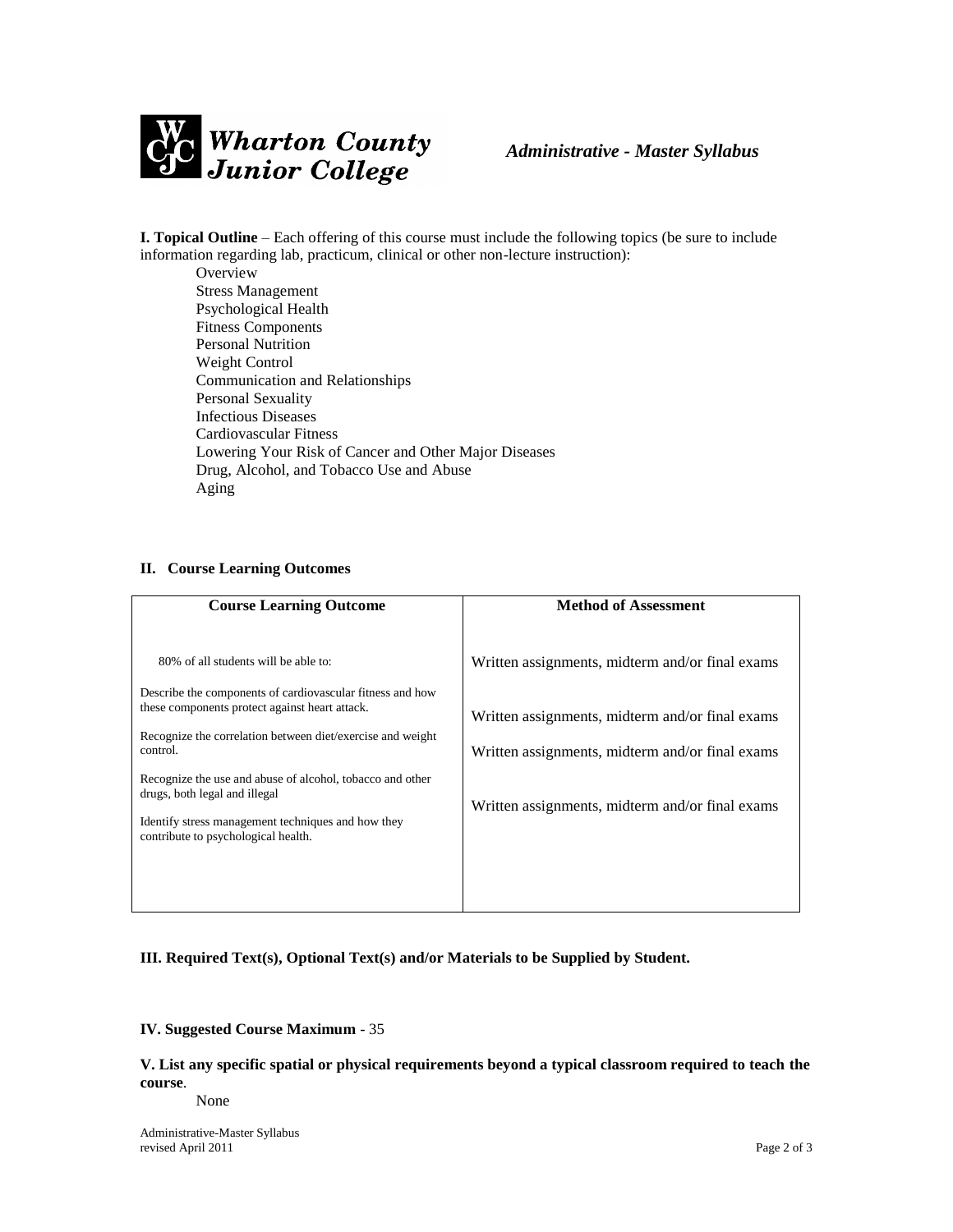**I. Topical Outline** – Each offering of this course must include the following topics (be sure to include information regarding lab, practicum, clinical or other non-lecture instruction):

- Overview
- Stress Management
- Psychological Health
- Fitness Components
- Personal Nutrition
- Weight Control
- Communication and Relationships
- Personal Sexuality
- Infectious Diseases
- Cardiovascular Fitness
- Lowering Your Risk of Cancer and Other Major Diseases
- Drug, Alcohol, and Tobacco Use and Abuse
- Aging

## II. Course Learning Outcomes

| Course Learning Outcome | Method of Assessment |
|---|---|
| 80% of all students will be able to: | Written assignments, midterm and/or final exams |
| Describe the components of cardiovascular fitness and how these components protect against heart attack. | Written assignments, midterm and/or final exams |
| Recognize the correlation between diet/exercise and weight control. | Written assignments, midterm and/or final exams |
| Recognize the use and abuse of alcohol, tobacco and other drugs, both legal and illegal | Written assignments, midterm and/or final exams |
| Identify stress management techniques and how they contribute to psychological health. | |

**III. Required Text(s), Optional Text(s) and/or Materials to be Supplied by Student.**

**IV. Suggested Course Maximum** - 35

**V. List any specific spatial or physical requirements beyond a typical classroom required to teach the course**.

None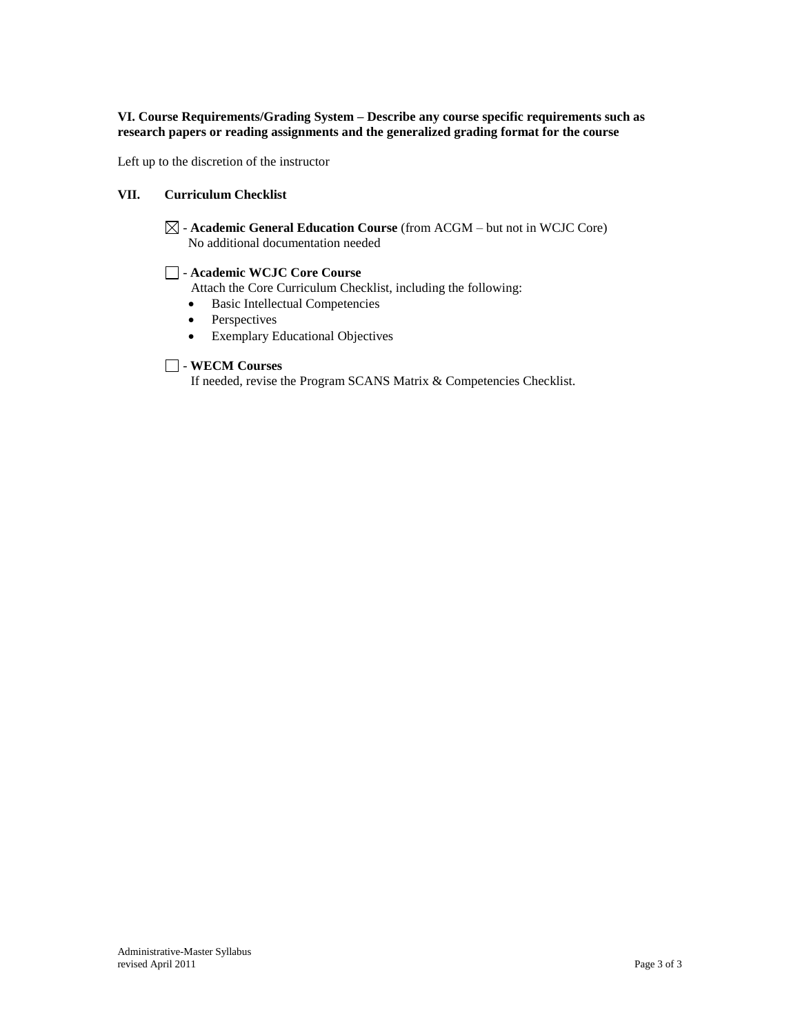**VI. Course Requirements/Grading System – Describe any course specific requirements such as research papers or reading assignments and the generalized grading format for the course**

Left up to the discretion of the instructor

**VII. Curriculum Checklist**

☒ - **Academic General Education Course** (from ACGM – but not in WCJC Core)
No additional documentation needed

☐ - **Academic WCJC Core Course**
Attach the Core Curriculum Checklist, including the following:

- Basic Intellectual Competencies
- Perspectives
- Exemplary Educational Objectives

☐ - **WECM Courses**
If needed, revise the Program SCANS Matrix & Competencies Checklist.

Administrative-Master Syllabus
revised April 2011